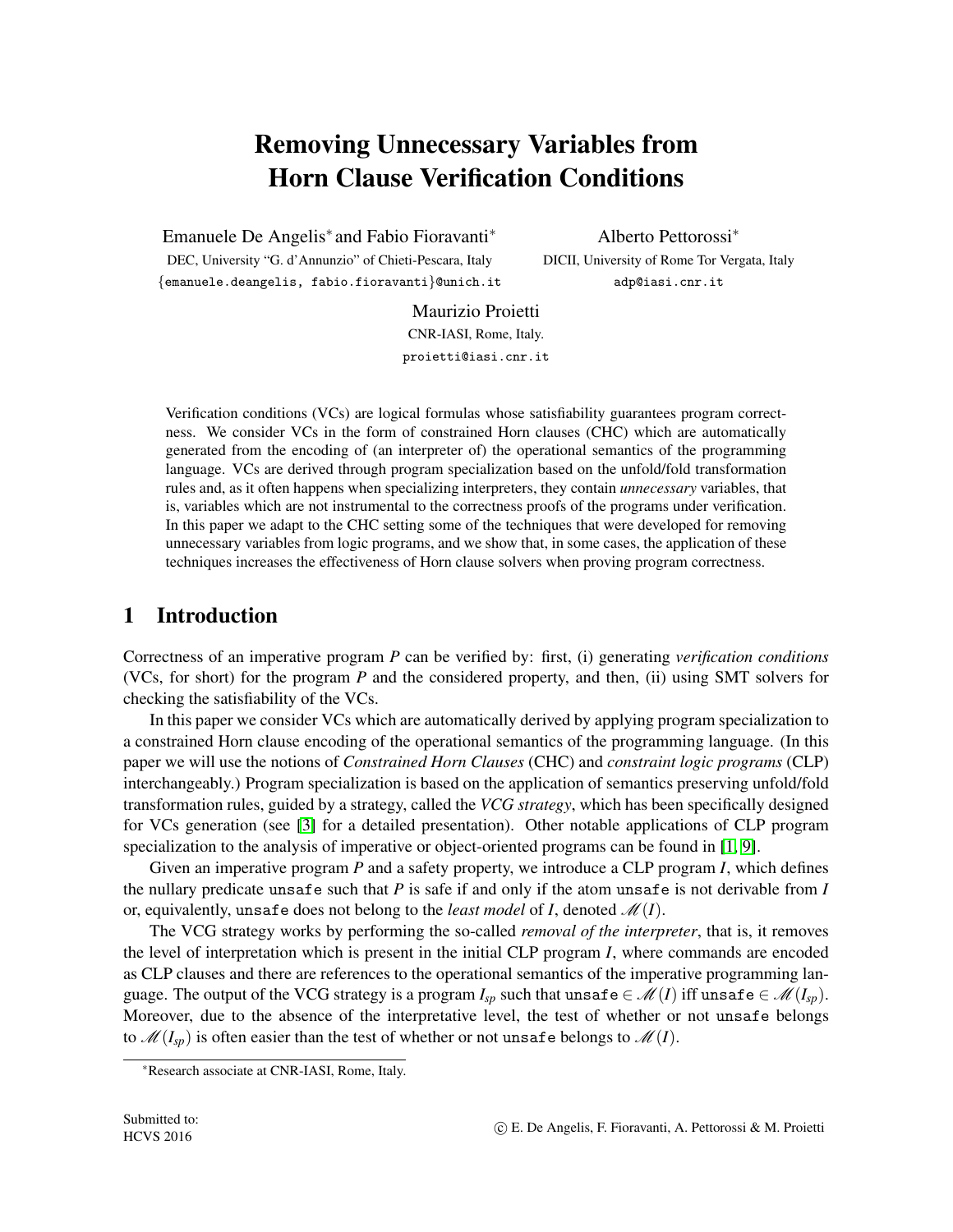# Removing Unnecessary Variables from Horn Clause Verification Conditions

Emanuele De Angelis* and Fabio Fioravanti*
DEC, University "G. d'Annunzio" of Chieti-Pescara, Italy
{emanuele.deangelis, fabio.fioravanti}@unich.it

Alberto Pettorossi*
DICII, University of Rome Tor Vergata, Italy
adp@iasi.cnr.it

Maurizio Proietti
CNR-IASI, Rome, Italy.
proietti@iasi.cnr.it

Verification conditions (VCs) are logical formulas whose satisfiability guarantees program correctness. We consider VCs in the form of constrained Horn clauses (CHC) which are automatically generated from the encoding of (an interpreter of) the operational semantics of the programming language. VCs are derived through program specialization based on the unfold/fold transformation rules and, as it often happens when specializing interpreters, they contain *unnecessary* variables, that is, variables which are not instrumental to the correctness proofs of the programs under verification. In this paper we adapt to the CHC setting some of the techniques that were developed for removing unnecessary variables from logic programs, and we show that, in some cases, the application of these techniques increases the effectiveness of Horn clause solvers when proving program correctness.

## 1 Introduction

Correctness of an imperative program $P$ can be verified by: first, (i) generating *verification conditions* (VCs, for short) for the program $P$ and the considered property, and then, (ii) using SMT solvers for checking the satisfiability of the VCs.

In this paper we consider VCs which are automatically derived by applying program specialization to a constrained Horn clause encoding of the operational semantics of the programming language. (In this paper we will use the notions of *Constrained Horn Clauses* (CHC) and *constraint logic programs* (CLP) interchangeably.) Program specialization is based on the application of semantics preserving unfold/fold transformation rules, guided by a strategy, called the *VCG strategy*, which has been specifically designed for VCs generation (see [3] for a detailed presentation). Other notable applications of CLP program specialization to the analysis of imperative or object-oriented programs can be found in [1, 9].

Given an imperative program $P$ and a safety property, we introduce a CLP program $I$, which defines the nullary predicate unsafe such that $P$ is safe if and only if the atom unsafe is not derivable from $I$ or, equivalently, unsafe does not belong to the *least model* of $I$, denoted $\mathscr{M}(I)$.

The VCG strategy works by performing the so-called *removal of the interpreter*, that is, it removes the level of interpretation which is present in the initial CLP program $I$, where commands are encoded as CLP clauses and there are references to the operational semantics of the imperative programming language. The output of the VCG strategy is a program $I_{sp}$ such that unsafe $\in \mathscr{M}(I)$ iff unsafe $\in \mathscr{M}(I_{sp})$. Moreover, due to the absence of the interpretative level, the test of whether or not unsafe belongs to $\mathscr{M}(I_{sp})$ is often easier than the test of whether or not unsafe belongs to $\mathscr{M}(I)$.

*Research associate at CNR-IASI, Rome, Italy.

Submitted to:
HCVS 2016

© E. De Angelis, F. Fioravanti, A. Pettorossi & M. Proietti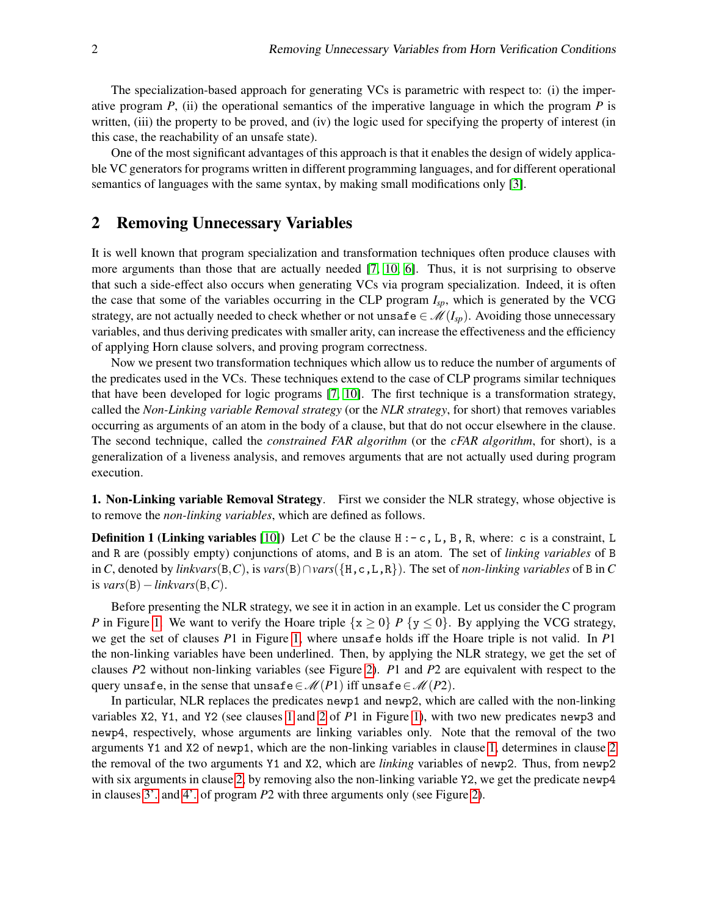The specialization-based approach for generating VCs is parametric with respect to: (i) the imperative program $P$, (ii) the operational semantics of the imperative language in which the program $P$ is written, (iii) the property to be proved, and (iv) the logic used for specifying the property of interest (in this case, the reachability of an unsafe state).

One of the most significant advantages of this approach is that it enables the design of widely applicable VC generators for programs written in different programming languages, and for different operational semantics of languages with the same syntax, by making small modifications only [3].

## 2 Removing Unnecessary Variables

It is well known that program specialization and transformation techniques often produce clauses with more arguments than those that are actually needed [7, 10, 6]. Thus, it is not surprising to observe that such a side-effect also occurs when generating VCs via program specialization. Indeed, it is often the case that some of the variables occurring in the CLP program $I_{sp}$, which is generated by the VCG strategy, are not actually needed to check whether or not `unsafe` $\in \mathscr{M}(I_{sp})$. Avoiding those unnecessary variables, and thus deriving predicates with smaller arity, can increase the effectiveness and the efficiency of applying Horn clause solvers, and proving program correctness.

Now we present two transformation techniques which allow us to reduce the number of arguments of the predicates used in the VCs. These techniques extend to the case of CLP programs similar techniques that have been developed for logic programs [7, 10]. The first technique is a transformation strategy, called the *Non-Linking variable Removal strategy* (or the *NLR strategy*, for short) that removes variables occurring as arguments of an atom in the body of a clause, but that do not occur elsewhere in the clause. The second technique, called the *constrained FAR algorithm* (or the *cFAR algorithm*, for short), is a generalization of a liveness analysis, and removes arguments that are not actually used during program execution.

**1. Non-Linking variable Removal Strategy**. First we consider the NLR strategy, whose objective is to remove the *non-linking variables*, which are defined as follows.

**Definition 1 (Linking variables [10])** Let $C$ be the clause `H :- c, L, B, R`, where: `c` is a constraint, `L` and `R` are (possibly empty) conjunctions of atoms, and `B` is an atom. The set of *linking variables* of `B` in $C$, denoted by $linkvars(\mathtt{B},C)$, is $vars(\mathtt{B}) \cap vars(\{\mathtt{H},\mathtt{c},\mathtt{L},\mathtt{R}\})$. The set of *non-linking variables* of `B` in $C$ is $vars(\mathtt{B}) - linkvars(\mathtt{B},C)$.

Before presenting the NLR strategy, we see it in action in an example. Let us consider the C program $P$ in Figure 1. We want to verify the Hoare triple $\{\mathtt{x} \geq 0\}\ P\ \{\mathtt{y} \leq 0\}$. By applying the VCG strategy, we get the set of clauses $P1$ in Figure 1, where `unsafe` holds iff the Hoare triple is not valid. In $P1$ the non-linking variables have been underlined. Then, by applying the NLR strategy, we get the set of clauses $P2$ without non-linking variables (see Figure 2). $P1$ and $P2$ are equivalent with respect to the query `unsafe`, in the sense that `unsafe` $\in \mathscr{M}(P1)$ iff `unsafe` $\in \mathscr{M}(P2)$.

In particular, NLR replaces the predicates `newp1` and `newp2`, which are called with the non-linking variables `X2`, `Y1`, and `Y2` (see clauses 1 and 2 of $P1$ in Figure 1), with two new predicates `newp3` and `newp4`, respectively, whose arguments are linking variables only. Note that the removal of the two arguments `Y1` and `X2` of `newp1`, which are the non-linking variables in clause 1, determines in clause 2 the removal of the two arguments `Y1` and `X2`, which are *linking* variables of `newp2`. Thus, from `newp2` with six arguments in clause 2, by removing also the non-linking variable `Y2`, we get the predicate `newp4` in clauses 3'. and 4'. of program $P2$ with three arguments only (see Figure 2).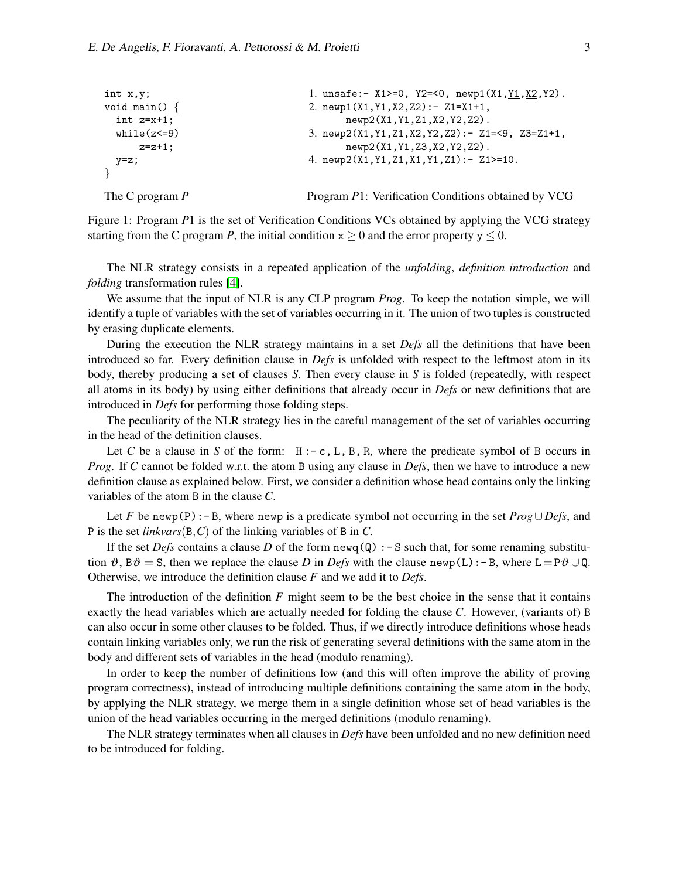```
int x,y;
void main() {
  int z=x+1;
  while(z<=9)
      z=z+1;
  y=z;
}
```

The C program *P*

```
1. unsafe:- X1>=0, Y2=<0, newp1(X1,Y1,X2,Y2).
2. newp1(X1,Y1,X2,Z2):- Z1=X1+1,
       newp2(X1,Y1,Z1,X2,Y2,Z2).
3. newp2(X1,Y1,Z1,X2,Y2,Z2):- Z1=<9, Z3=Z1+1,
       newp2(X1,Y1,Z3,X2,Y2,Z2).
4. newp2(X1,Y1,Z1,X1,Y1,Z1):- Z1>=10.
```

Program *P*1: Verification Conditions obtained by VCG

Figure 1: Program *P*1 is the set of Verification Conditions VCs obtained by applying the VCG strategy starting from the C program *P*, the initial condition $\mathtt{x} \geq 0$ and the error property $\mathtt{y} \leq 0$.

The NLR strategy consists in a repeated application of the *unfolding*, *definition introduction* and *folding* transformation rules [4].

We assume that the input of NLR is any CLP program *Prog*. To keep the notation simple, we will identify a tuple of variables with the set of variables occurring in it. The union of two tuples is constructed by erasing duplicate elements.

During the execution the NLR strategy maintains in a set *Defs* all the definitions that have been introduced so far. Every definition clause in *Defs* is unfolded with respect to the leftmost atom in its body, thereby producing a set of clauses *S*. Then every clause in *S* is folded (repeatedly, with respect all atoms in its body) by using either definitions that already occur in *Defs* or new definitions that are introduced in *Defs* for performing those folding steps.

The peculiarity of the NLR strategy lies in the careful management of the set of variables occurring in the head of the definition clauses.

Let *C* be a clause in *S* of the form: `H :- c, L, B, R`, where the predicate symbol of `B` occurs in *Prog*. If *C* cannot be folded w.r.t. the atom `B` using any clause in *Defs*, then we have to introduce a new definition clause as explained below. First, we consider a definition whose head contains only the linking variables of the atom `B` in the clause *C*.

Let *F* be `newp(P):-B`, where `newp` is a predicate symbol not occurring in the set $Prog \cup Defs$, and `P` is the set *linkvars*(`B`,*C*) of the linking variables of `B` in *C*.

If the set *Defs* contains a clause *D* of the form `newq(Q) :- S` such that, for some renaming substitution $\vartheta$, $\mathtt{B}\vartheta = \mathtt{S}$, then we replace the clause *D* in *Defs* with the clause `newp(L):-B`, where $\mathtt{L} = \mathtt{P}\vartheta \cup \mathtt{Q}$. Otherwise, we introduce the definition clause *F* and we add it to *Defs*.

The introduction of the definition *F* might seem to be the best choice in the sense that it contains exactly the head variables which are actually needed for folding the clause *C*. However, (variants of) `B` can also occur in some other clauses to be folded. Thus, if we directly introduce definitions whose heads contain linking variables only, we run the risk of generating several definitions with the same atom in the body and different sets of variables in the head (modulo renaming).

In order to keep the number of definitions low (and this will often improve the ability of proving program correctness), instead of introducing multiple definitions containing the same atom in the body, by applying the NLR strategy, we merge them in a single definition whose set of head variables is the union of the head variables occurring in the merged definitions (modulo renaming).

The NLR strategy terminates when all clauses in *Defs* have been unfolded and no new definition need to be introduced for folding.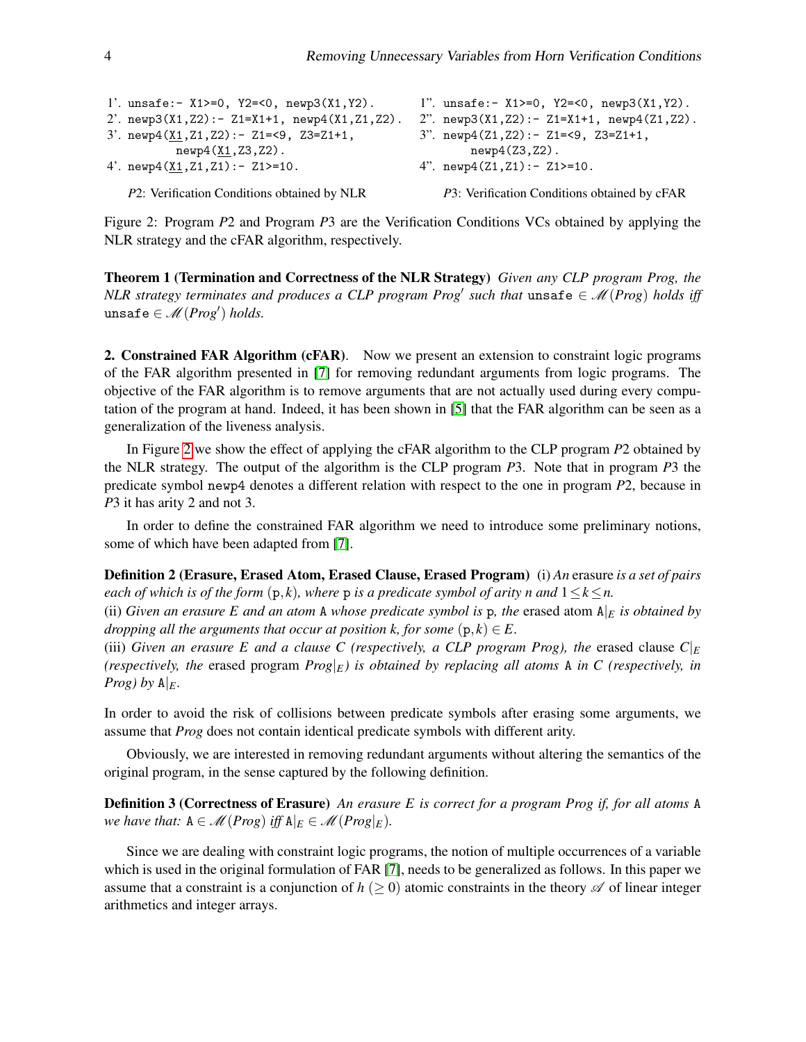```
1'. unsafe:- X1>=0, Y2=<0, newp3(X1,Y2).
2'. newp3(X1,Z2):- Z1=X1+1, newp4(X1,Z1,Z2).
3'. newp4(X1,Z1,Z2):- Z1=<9, Z3=Z1+1,
        newp4(X1,Z3,Z2).
4'. newp4(X1,Z1,Z1):- Z1>=10.
```

*P*2: Verification Conditions obtained by NLR

```
1". unsafe:- X1>=0, Y2=<0, newp3(X1,Y2).
2". newp3(X1,Z2):- Z1=X1+1, newp4(Z1,Z2).
3". newp4(Z1,Z2):- Z1=<9, Z3=Z1+1,
        newp4(Z3,Z2).
4". newp4(Z1,Z1):- Z1>=10.
```

*P*3: Verification Conditions obtained by cFAR

Figure 2: Program *P*2 and Program *P*3 are the Verification Conditions VCs obtained by applying the NLR strategy and the cFAR algorithm, respectively.

**Theorem 1 (Termination and Correctness of the NLR Strategy)** *Given any CLP program Prog, the NLR strategy terminates and produces a CLP program Prog′ such that* `unsafe` $\in \mathscr{M}(Prog)$ *holds iff* `unsafe` $\in \mathscr{M}(Prog')$ *holds.*

**2. Constrained FAR Algorithm (cFAR)**. Now we present an extension to constraint logic programs of the FAR algorithm presented in [7] for removing redundant arguments from logic programs. The objective of the FAR algorithm is to remove arguments that are not actually used during every computation of the program at hand. Indeed, it has been shown in [5] that the FAR algorithm can be seen as a generalization of the liveness analysis.

In Figure 2 we show the effect of applying the cFAR algorithm to the CLP program *P*2 obtained by the NLR strategy. The output of the algorithm is the CLP program *P*3. Note that in program *P*3 the predicate symbol `newp4` denotes a different relation with respect to the one in program *P*2, because in *P*3 it has arity 2 and not 3.

In order to define the constrained FAR algorithm we need to introduce some preliminary notions, some of which have been adapted from [7].

**Definition 2 (Erasure, Erased Atom, Erased Clause, Erased Program)** (i) *An* erasure *is a set of pairs each of which is of the form* $(\mathtt{p}, k)$*, where* `p` *is a predicate symbol of arity* $n$ *and* $1 \leq k \leq n$*.*
(ii) *Given an erasure* $E$ *and an atom* `A` *whose predicate symbol is* `p`*, the* erased atom $\mathtt{A}|_E$ *is obtained by dropping all the arguments that occur at position* $k$*, for some* $(\mathtt{p}, k) \in E$*.*
(iii) *Given an erasure* $E$ *and a clause* $C$ *(respectively, a CLP program Prog), the* erased clause $C|_E$ *(respectively, the* erased program $Prog|_E$*) is obtained by replacing all atoms* `A` *in* $C$ *(respectively, in Prog) by* $\mathtt{A}|_E$*.*

In order to avoid the risk of collisions between predicate symbols after erasing some arguments, we assume that *Prog* does not contain identical predicate symbols with different arity.

Obviously, we are interested in removing redundant arguments without altering the semantics of the original program, in the sense captured by the following definition.

**Definition 3 (Correctness of Erasure)** *An erasure* $E$ *is correct for a program Prog if, for all atoms* `A` *we have that:* $\mathtt{A} \in \mathscr{M}(Prog)$ *iff* $\mathtt{A}|_E \in \mathscr{M}(Prog|_E)$*.*

Since we are dealing with constraint logic programs, the notion of multiple occurrences of a variable which is used in the original formulation of FAR [7], needs to be generalized as follows. In this paper we assume that a constraint is a conjunction of $h$ $(\geq 0)$ atomic constraints in the theory $\mathscr{A}$ of linear integer arithmetics and integer arrays.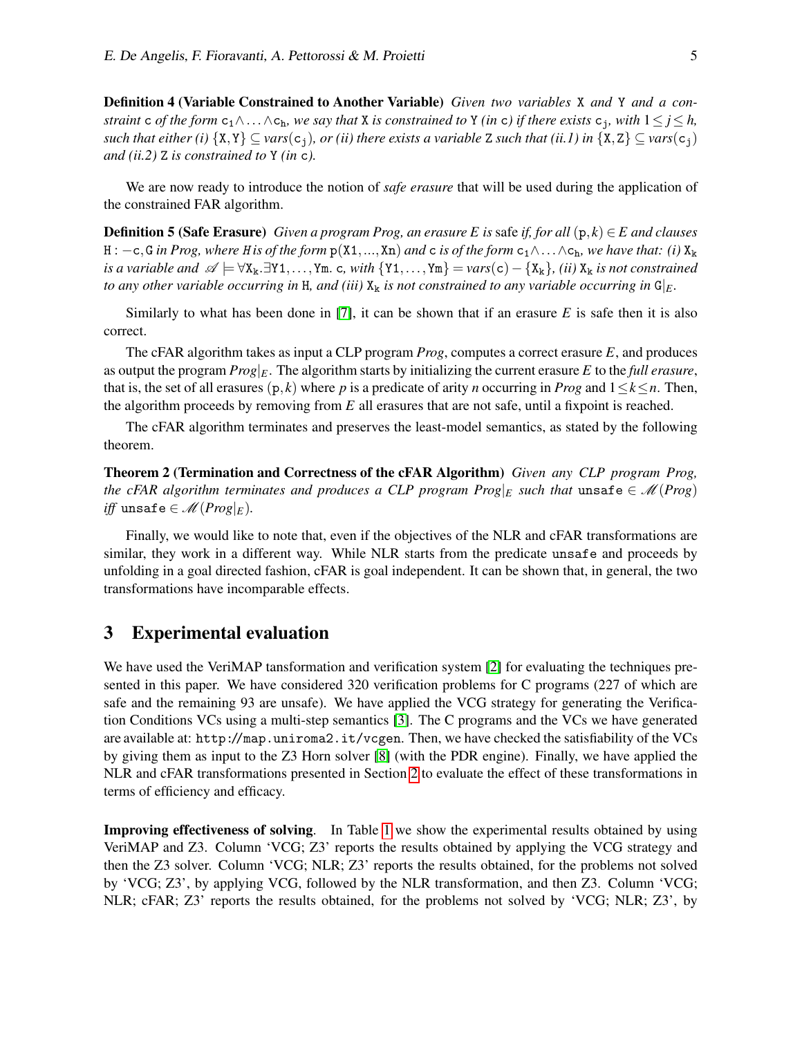**Definition 4 (Variable Constrained to Another Variable)** *Given two variables* X *and* Y *and a constraint* c *of the form* $c_1 \wedge \ldots \wedge c_h$*, we say that* X *is constrained to* Y *(in* c*) if there exists* $c_j$*, with* $1 \leq j \leq h$*, such that either (i)* $\{X, Y\} \subseteq vars(c_j)$*, or (ii) there exists a variable* Z *such that (ii.1) in* $\{X, Z\} \subseteq vars(c_j)$ *and (ii.2)* Z *is constrained to* Y *(in* c*).*

We are now ready to introduce the notion of *safe erasure* that will be used during the application of the constrained FAR algorithm.

**Definition 5 (Safe Erasure)** *Given a program Prog, an erasure E is* safe *if, for all* $(p, k) \in E$ *and clauses* $H :- c, G$ *in Prog, where H is of the form* $p(X1, ..., Xn)$ *and* c *is of the form* $c_1 \wedge \ldots \wedge c_h$*, we have that: (i)* $X_k$ *is a variable and* $\mathscr{A} \models \forall X_k . \exists Y1, \ldots, Ym.\ c$*, with* $\{Y1, \ldots, Ym\} = vars(c) - \{X_k\}$*, (ii)* $X_k$ *is not constrained to any other variable occurring in* H*, and (iii)* $X_k$ *is not constrained to any variable occurring in* $G|_E$*.*

Similarly to what has been done in [7], it can be shown that if an erasure *E* is safe then it is also correct.

The cFAR algorithm takes as input a CLP program *Prog*, computes a correct erasure *E*, and produces as output the program $Prog|_E$. The algorithm starts by initializing the current erasure *E* to the *full erasure*, that is, the set of all erasures $(p, k)$ where *p* is a predicate of arity *n* occurring in *Prog* and $1 \leq k \leq n$. Then, the algorithm proceeds by removing from *E* all erasures that are not safe, until a fixpoint is reached.

The cFAR algorithm terminates and preserves the least-model semantics, as stated by the following theorem.

**Theorem 2 (Termination and Correctness of the cFAR Algorithm)** *Given any CLP program Prog, the cFAR algorithm terminates and produces a CLP program* $Prog|_E$ *such that* unsafe $\in \mathscr{M}(Prog)$ *iff* unsafe $\in \mathscr{M}(Prog|_E)$*.*

Finally, we would like to note that, even if the objectives of the NLR and cFAR transformations are similar, they work in a different way. While NLR starts from the predicate unsafe and proceeds by unfolding in a goal directed fashion, cFAR is goal independent. It can be shown that, in general, the two transformations have incomparable effects.

## 3 Experimental evaluation

We have used the VeriMAP transformation and verification system [2] for evaluating the techniques presented in this paper. We have considered 320 verification problems for C programs (227 of which are safe and the remaining 93 are unsafe). We have applied the VCG strategy for generating the Verification Conditions VCs using a multi-step semantics [3]. The C programs and the VCs we have generated are available at: http://map.uniroma2.it/vcgen. Then, we have checked the satisfiability of the VCs by giving them as input to the Z3 Horn solver [8] (with the PDR engine). Finally, we have applied the NLR and cFAR transformations presented in Section 2 to evaluate the effect of these transformations in terms of efficiency and efficacy.

**Improving effectiveness of solving**. In Table 1 we show the experimental results obtained by using VeriMAP and Z3. Column 'VCG; Z3' reports the results obtained by applying the VCG strategy and then the Z3 solver. Column 'VCG; NLR; Z3' reports the results obtained, for the problems not solved by 'VCG; Z3', by applying VCG, followed by the NLR transformation, and then Z3. Column 'VCG; NLR; cFAR; Z3' reports the results obtained, for the problems not solved by 'VCG; NLR; Z3', by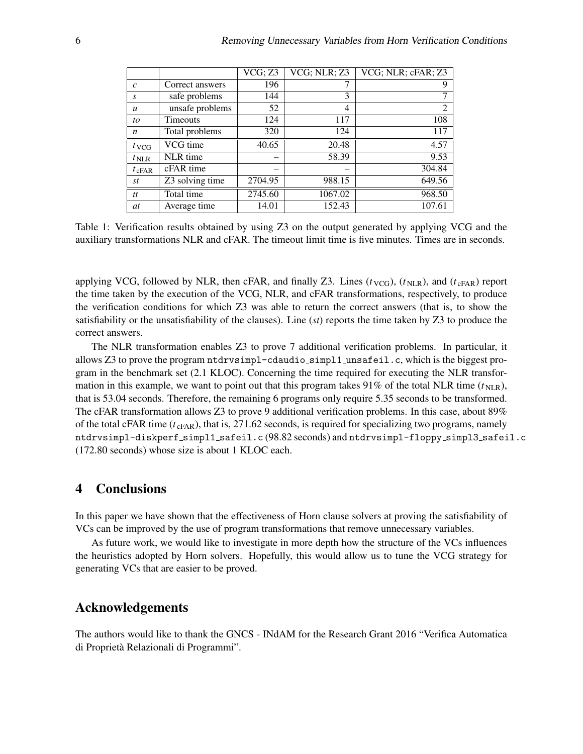| | | VCG; Z3 | VCG; NLR; Z3 | VCG; NLR; cFAR; Z3 |
|---|---|---|---|---|
| *c* | Correct answers | 196 | 7 | 9 |
| *s* | safe problems | 144 | 3 | 7 |
| *u* | unsafe problems | 52 | 4 | 2 |
| *to* | Timeouts | 124 | 117 | 108 |
| *n* | Total problems | 320 | 124 | 117 |
| $t_{\text{VCG}}$ | VCG time | 40.65 | 20.48 | 4.57 |
| $t_{\text{NLR}}$ | NLR time | – | 58.39 | 9.53 |
| $t_{\text{cFAR}}$ | cFAR time | – | – | 304.84 |
| *st* | Z3 solving time | 2704.95 | 988.15 | 649.56 |
| *tt* | Total time | 2745.60 | 1067.02 | 968.50 |
| *at* | Average time | 14.01 | 152.43 | 107.61 |

Table 1: Verification results obtained by using Z3 on the output generated by applying VCG and the auxiliary transformations NLR and cFAR. The timeout limit time is five minutes. Times are in seconds.

applying VCG, followed by NLR, then cFAR, and finally Z3. Lines ($t_{\text{VCG}}$), ($t_{\text{NLR}}$), and ($t_{\text{cFAR}}$) report the time taken by the execution of the VCG, NLR, and cFAR transformations, respectively, to produce the verification conditions for which Z3 was able to return the correct answers (that is, to show the satisfiability or the unsatisfiability of the clauses). Line (*st*) reports the time taken by Z3 to produce the correct answers.

The NLR transformation enables Z3 to prove 7 additional verification problems. In particular, it allows Z3 to prove the program `ntdrvsimpl-cdaudio_simpl1_unsafeil.c`, which is the biggest program in the benchmark set (2.1 KLOC). Concerning the time required for executing the NLR transformation in this example, we want to point out that this program takes 91% of the total NLR time ($t_{\text{NLR}}$), that is 53.04 seconds. Therefore, the remaining 6 programs only require 5.35 seconds to be transformed. The cFAR transformation allows Z3 to prove 9 additional verification problems. In this case, about 89% of the total cFAR time ($t_{\text{cFAR}}$), that is, 271.62 seconds, is required for specializing two programs, namely `ntdrvsimpl-diskperf_simpl1_safeil.c` (98.82 seconds) and `ntdrvsimpl-floppy_simpl3_safeil.c` (172.80 seconds) whose size is about 1 KLOC each.

## 4 Conclusions

In this paper we have shown that the effectiveness of Horn clause solvers at proving the satisfiability of VCs can be improved by the use of program transformations that remove unnecessary variables.

As future work, we would like to investigate in more depth how the structure of the VCs influences the heuristics adopted by Horn solvers. Hopefully, this would allow us to tune the VCG strategy for generating VCs that are easier to be proved.

## Acknowledgements

The authors would like to thank the GNCS - INdAM for the Research Grant 2016 "Verifica Automatica di Proprietà Relazionali di Programmi".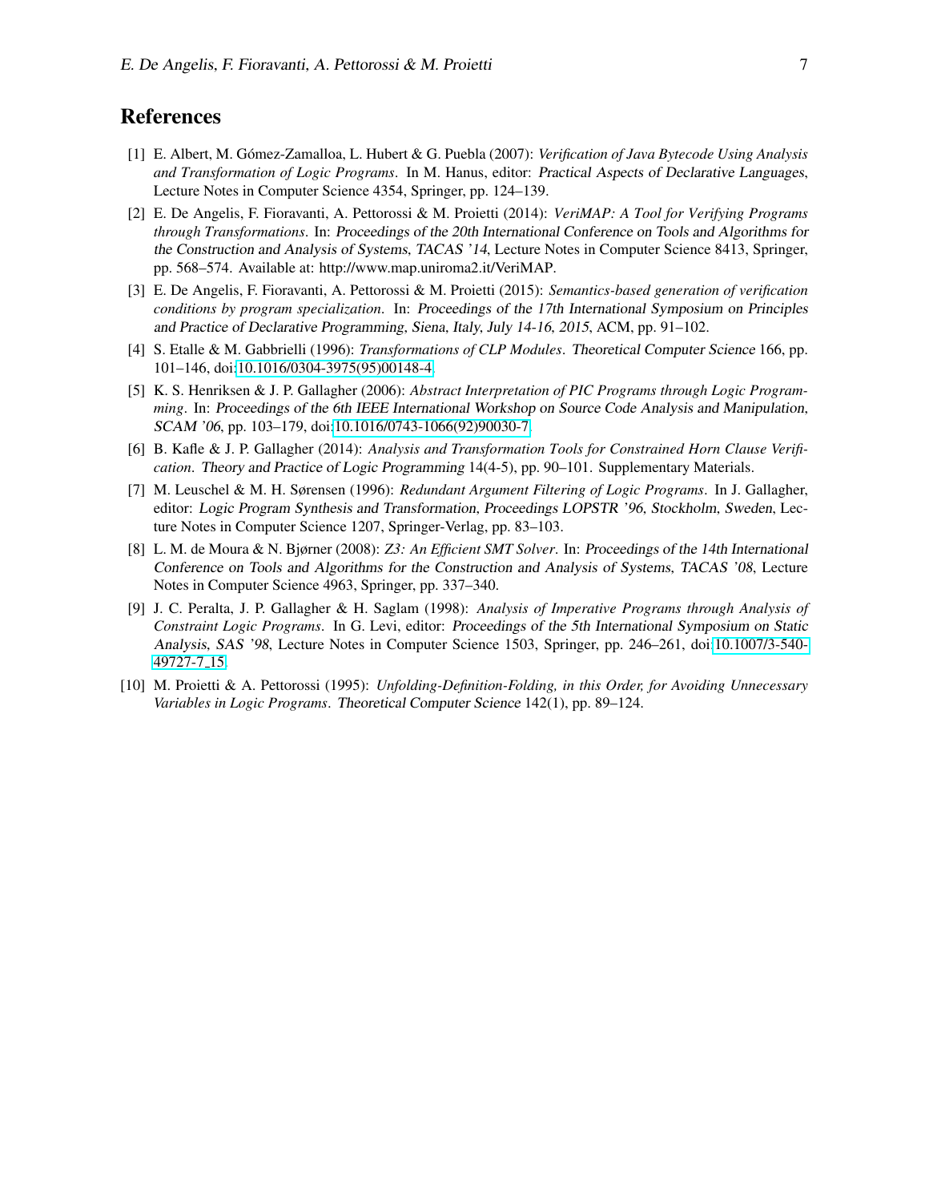## References

[1] E. Albert, M. Gómez-Zamalloa, L. Hubert & G. Puebla (2007): *Verification of Java Bytecode Using Analysis and Transformation of Logic Programs*. In M. Hanus, editor: *Practical Aspects of Declarative Languages*, Lecture Notes in Computer Science 4354, Springer, pp. 124–139.

[2] E. De Angelis, F. Fioravanti, A. Pettorossi & M. Proietti (2014): *VeriMAP: A Tool for Verifying Programs through Transformations*. In: *Proceedings of the 20th International Conference on Tools and Algorithms for the Construction and Analysis of Systems, TACAS '14*, Lecture Notes in Computer Science 8413, Springer, pp. 568–574. Available at: http://www.map.uniroma2.it/VeriMAP.

[3] E. De Angelis, F. Fioravanti, A. Pettorossi & M. Proietti (2015): *Semantics-based generation of verification conditions by program specialization*. In: *Proceedings of the 17th International Symposium on Principles and Practice of Declarative Programming, Siena, Italy, July 14-16, 2015*, ACM, pp. 91–102.

[4] S. Etalle & M. Gabbrielli (1996): *Transformations of CLP Modules*. *Theoretical Computer Science* 166, pp. 101–146, doi:10.1016/0304-3975(95)00148-4.

[5] K. S. Henriksen & J. P. Gallagher (2006): *Abstract Interpretation of PIC Programs through Logic Programming*. In: *Proceedings of the 6th IEEE International Workshop on Source Code Analysis and Manipulation, SCAM '06*, pp. 103–179, doi:10.1016/0743-1066(92)90030-7.

[6] B. Kafle & J. P. Gallagher (2014): *Analysis and Transformation Tools for Constrained Horn Clause Verification*. *Theory and Practice of Logic Programming* 14(4-5), pp. 90–101. Supplementary Materials.

[7] M. Leuschel & M. H. Sørensen (1996): *Redundant Argument Filtering of Logic Programs*. In J. Gallagher, editor: *Logic Program Synthesis and Transformation, Proceedings LOPSTR '96, Stockholm, Sweden*, Lecture Notes in Computer Science 1207, Springer-Verlag, pp. 83–103.

[8] L. M. de Moura & N. Bjørner (2008): *Z3: An Efficient SMT Solver*. In: *Proceedings of the 14th International Conference on Tools and Algorithms for the Construction and Analysis of Systems, TACAS '08*, Lecture Notes in Computer Science 4963, Springer, pp. 337–340.

[9] J. C. Peralta, J. P. Gallagher & H. Saglam (1998): *Analysis of Imperative Programs through Analysis of Constraint Logic Programs*. In G. Levi, editor: *Proceedings of the 5th International Symposium on Static Analysis, SAS '98*, Lecture Notes in Computer Science 1503, Springer, pp. 246–261, doi:10.1007/3-540-49727-7_15.

[10] M. Proietti & A. Pettorossi (1995): *Unfolding-Definition-Folding, in this Order, for Avoiding Unnecessary Variables in Logic Programs*. *Theoretical Computer Science* 142(1), pp. 89–124.